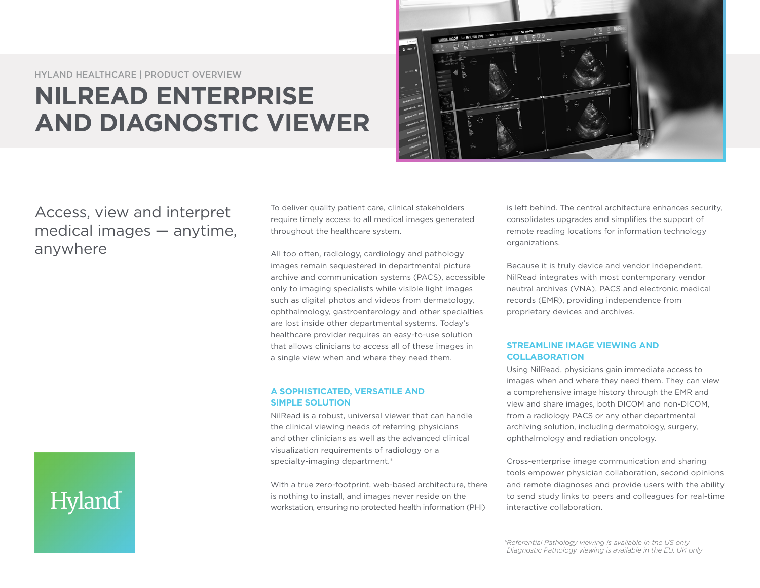HYLAND HEALTHCARE | PRODUCT OVERVIEW

# NILREAD ENTERPRISE AND DIAGNOSTIC VIEWER

## Access, view and interpret medical images — anytime, anywhere

To deliver quality patient care, clinical stakeholders require timely access to all medical images generated throughout the healthcare system.

All too often, radiology, cardiology and pathology images remain sequestered in departmental picture archive and communication systems (PACS), accessible only to imaging specialists while visible light images such as digital photos and videos from dermatology, ophthalmology, gastroenterology and other specialties are lost inside other departmental systems. Today's healthcare provider requires an easy-to-use solution that allows clinicians to access all of these images in a single view when and where they need them.

### A SOPHISTICATED, VERSATILE AND SIMPLE SOLUTION

NilRead is a robust, universal viewer that can handle the clinical viewing needs of referring physicians and other clinicians as well as the advanced clinical visualization requirements of radiology or a specialty-imaging department.*

With a true zero-footprint, web-based architecture, there is nothing to install, and images never reside on the workstation, ensuring no protected health information (PHI) is left behind. The central architecture enhances security, consolidates upgrades and simplifies the support of remote reading locations for information technology organizations.

Because it is truly device and vendor independent, NilRead integrates with most contemporary vendor neutral archives (VNA), PACS and electronic medical records (EMR), providing independence from proprietary devices and archives.

### STREAMLINE IMAGE VIEWING AND COLLABORATION

Using NilRead, physicians gain immediate access to images when and where they need them. They can view a comprehensive image history through the EMR and view and share images, both DICOM and non-DICOM, from a radiology PACS or any other departmental archiving solution, including dermatology, surgery, ophthalmology and radiation oncology.

Cross-enterprise image communication and sharing tools empower physician collaboration, second opinions and remote diagnoses and provide users with the ability to send study links to peers and colleagues for real-time interactive collaboration.

*\*Referential Pathology viewing is available in the US only*
*Diagnostic Pathology viewing is available in the EU, UK only*

Hyland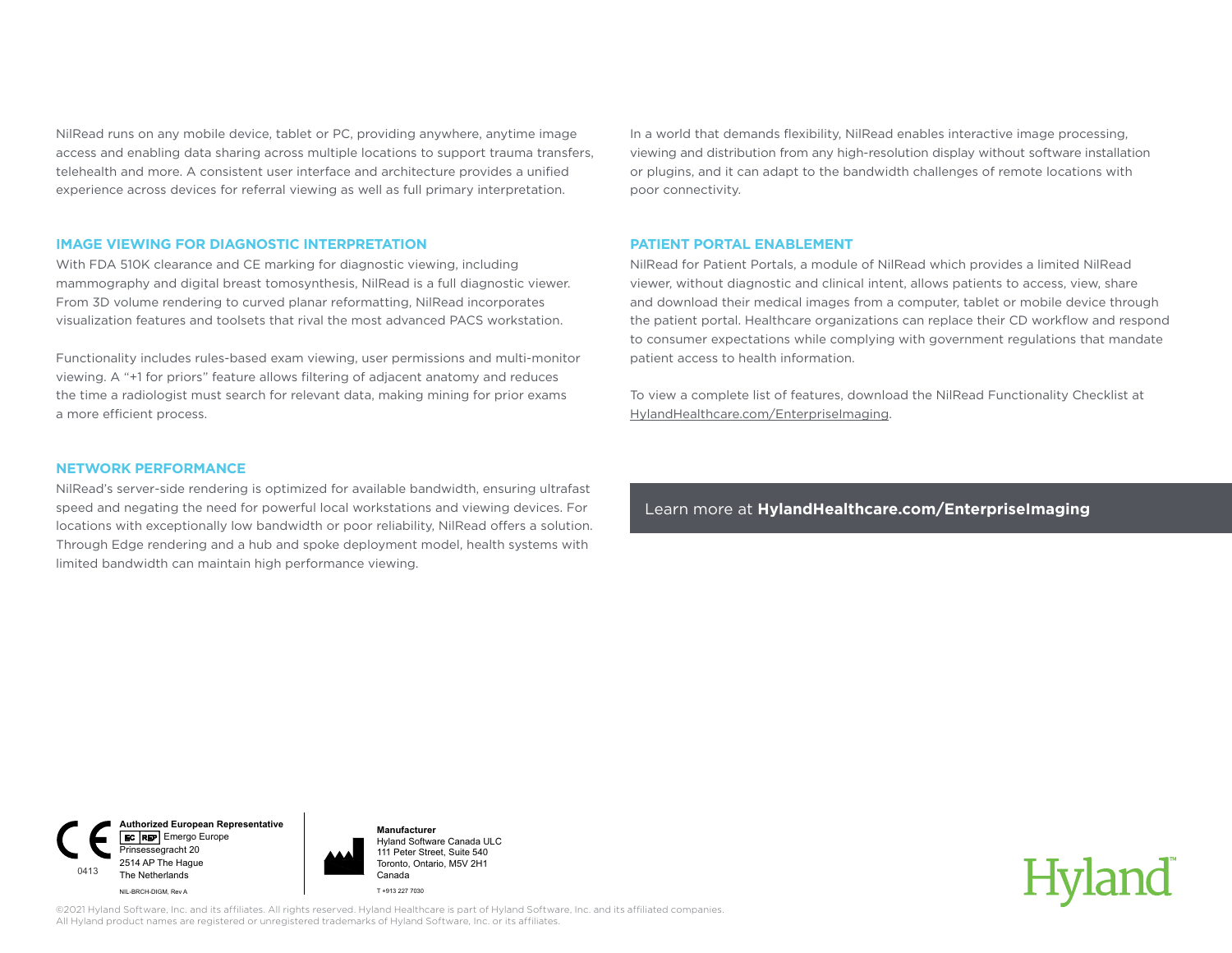NilRead runs on any mobile device, tablet or PC, providing anywhere, anytime image access and enabling data sharing across multiple locations to support trauma transfers, telehealth and more. A consistent user interface and architecture provides a unified experience across devices for referral viewing as well as full primary interpretation.

## IMAGE VIEWING FOR DIAGNOSTIC INTERPRETATION

With FDA 510K clearance and CE marking for diagnostic viewing, including mammography and digital breast tomosynthesis, NilRead is a full diagnostic viewer. From 3D volume rendering to curved planar reformatting, NilRead incorporates visualization features and toolsets that rival the most advanced PACS workstation.

Functionality includes rules-based exam viewing, user permissions and multi-monitor viewing. A "+1 for priors" feature allows filtering of adjacent anatomy and reduces the time a radiologist must search for relevant data, making mining for prior exams a more efficient process.

## NETWORK PERFORMANCE

NilRead's server-side rendering is optimized for available bandwidth, ensuring ultrafast speed and negating the need for powerful local workstations and viewing devices. For locations with exceptionally low bandwidth or poor reliability, NilRead offers a solution. Through Edge rendering and a hub and spoke deployment model, health systems with limited bandwidth can maintain high performance viewing.

In a world that demands flexibility, NilRead enables interactive image processing, viewing and distribution from any high-resolution display without software installation or plugins, and it can adapt to the bandwidth challenges of remote locations with poor connectivity.

## PATIENT PORTAL ENABLEMENT

NilRead for Patient Portals, a module of NilRead which provides a limited NilRead viewer, without diagnostic and clinical intent, allows patients to access, view, share and download their medical images from a computer, tablet or mobile device through the patient portal. Healthcare organizations can replace their CD workflow and respond to consumer expectations while complying with government regulations that mandate patient access to health information.

To view a complete list of features, download the NilRead Functionality Checklist at HylandHealthcare.com/EnterpriseImaging.

Learn more at **HylandHealthcare.com/EnterpriseImaging**

CE 0413

**Authorized European Representative**
EC REP Emergo Europe
Prinsessegracht 20
2514 AP The Hague
The Netherlands

NIL-BRCH-DIGM, Rev A

**Manufacturer**
Hyland Software Canada ULC
111 Peter Street, Suite 540
Toronto, Ontario, M5V 2H1
Canada

T +913 227 7030

Hyland™

©2021 Hyland Software, Inc. and its affiliates. All rights reserved. Hyland Healthcare is part of Hyland Software, Inc. and its affiliated companies.
All Hyland product names are registered or unregistered trademarks of Hyland Software, Inc. or its affiliates.